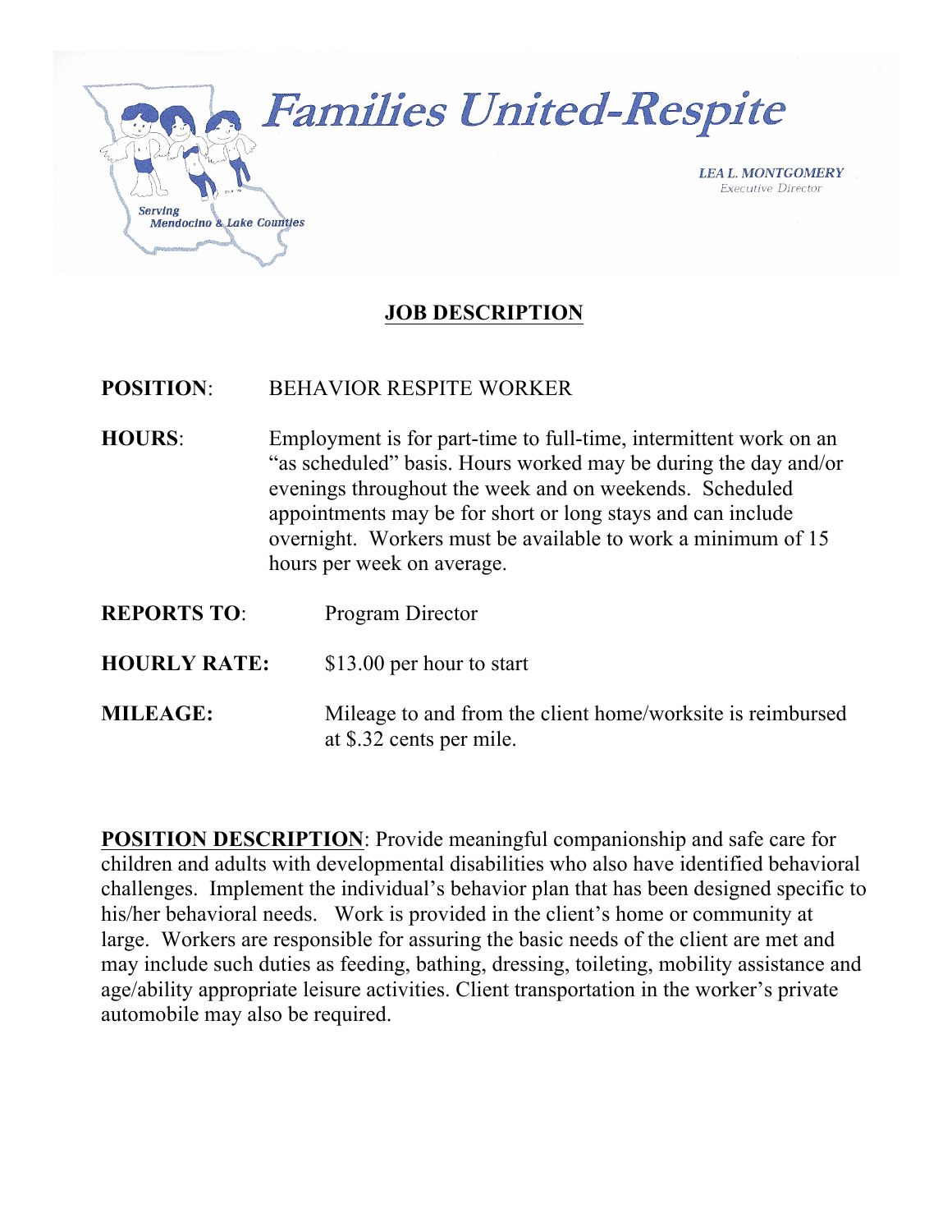# Families United-Respite

Serving Mendocino & Lake Counties

***LEA L. MONTGOMERY***
*Executive Director*

## JOB DESCRIPTION

**POSITION**: BEHAVIOR RESPITE WORKER

**HOURS**: Employment is for part-time to full-time, intermittent work on an "as scheduled" basis. Hours worked may be during the day and/or evenings throughout the week and on weekends. Scheduled appointments may be for short or long stays and can include overnight. Workers must be available to work a minimum of 15 hours per week on average.

**REPORTS TO**: Program Director

**HOURLY RATE:** $13.00 per hour to start

**MILEAGE:** Mileage to and from the client home/worksite is reimbursed at $.32 cents per mile.

**POSITION DESCRIPTION**: Provide meaningful companionship and safe care for children and adults with developmental disabilities who also have identified behavioral challenges. Implement the individual's behavior plan that has been designed specific to his/her behavioral needs. Work is provided in the client's home or community at large. Workers are responsible for assuring the basic needs of the client are met and may include such duties as feeding, bathing, dressing, toileting, mobility assistance and age/ability appropriate leisure activities. Client transportation in the worker's private automobile may also be required.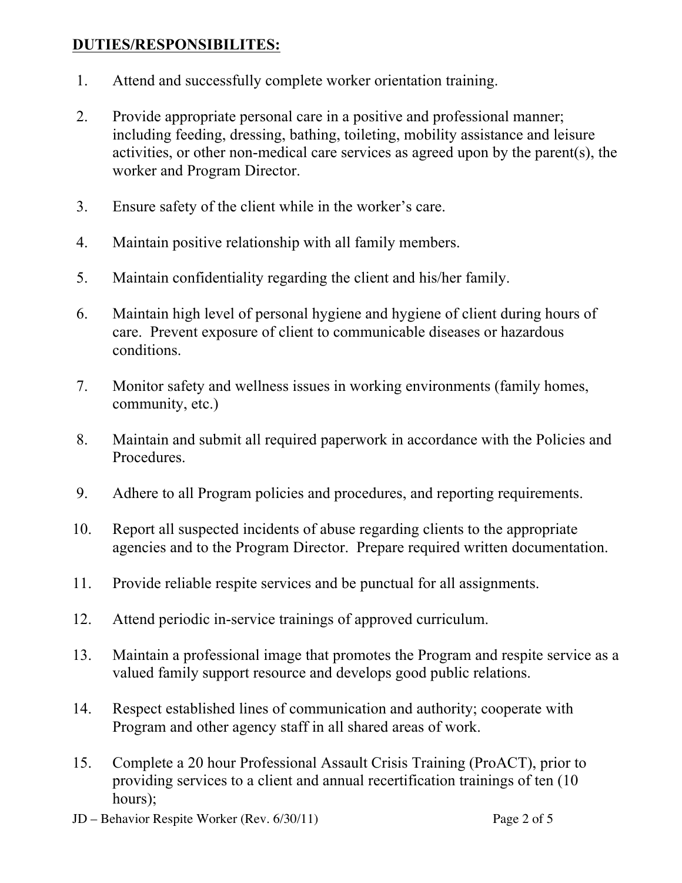**<u>DUTIES/RESPONSIBILITES:</u>**

1. Attend and successfully complete worker orientation training.

2. Provide appropriate personal care in a positive and professional manner; including feeding, dressing, bathing, toileting, mobility assistance and leisure activities, or other non-medical care services as agreed upon by the parent(s), the worker and Program Director.

3. Ensure safety of the client while in the worker's care.

4. Maintain positive relationship with all family members.

5. Maintain confidentiality regarding the client and his/her family.

6. Maintain high level of personal hygiene and hygiene of client during hours of care. Prevent exposure of client to communicable diseases or hazardous conditions.

7. Monitor safety and wellness issues in working environments (family homes, community, etc.)

8. Maintain and submit all required paperwork in accordance with the Policies and Procedures.

9. Adhere to all Program policies and procedures, and reporting requirements.

10. Report all suspected incidents of abuse regarding clients to the appropriate agencies and to the Program Director. Prepare required written documentation.

11. Provide reliable respite services and be punctual for all assignments.

12. Attend periodic in-service trainings of approved curriculum.

13. Maintain a professional image that promotes the Program and respite service as a valued family support resource and develops good public relations.

14. Respect established lines of communication and authority; cooperate with Program and other agency staff in all shared areas of work.

15. Complete a 20 hour Professional Assault Crisis Training (ProACT), prior to providing services to a client and annual recertification trainings of ten (10 hours);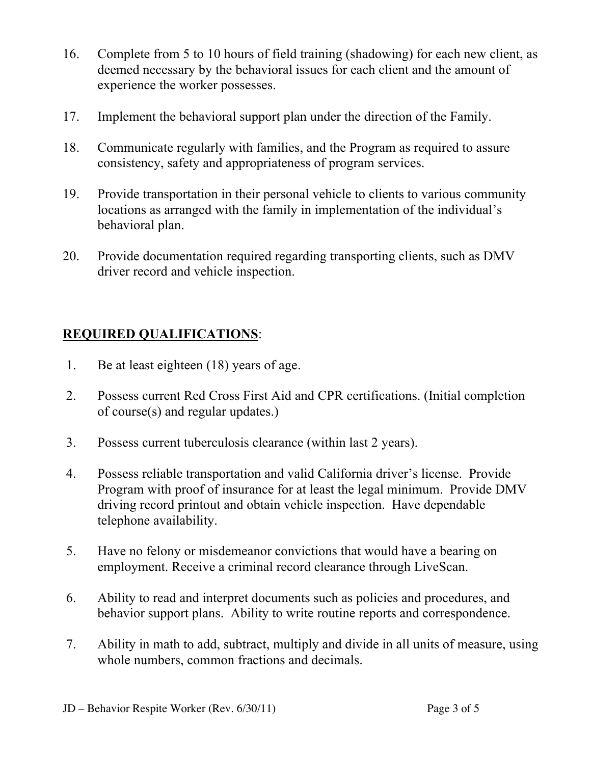16. Complete from 5 to 10 hours of field training (shadowing) for each new client, as deemed necessary by the behavioral issues for each client and the amount of experience the worker possesses.

17. Implement the behavioral support plan under the direction of the Family.

18. Communicate regularly with families, and the Program as required to assure consistency, safety and appropriateness of program services.

19. Provide transportation in their personal vehicle to clients to various community locations as arranged with the family in implementation of the individual's behavioral plan.

20. Provide documentation required regarding transporting clients, such as DMV driver record and vehicle inspection.

**<u>REQUIRED QUALIFICATIONS</u>**:

1. Be at least eighteen (18) years of age.

2. Possess current Red Cross First Aid and CPR certifications. (Initial completion of course(s) and regular updates.)

3. Possess current tuberculosis clearance (within last 2 years).

4. Possess reliable transportation and valid California driver's license. Provide Program with proof of insurance for at least the legal minimum. Provide DMV driving record printout and obtain vehicle inspection. Have dependable telephone availability.

5. Have no felony or misdemeanor convictions that would have a bearing on employment. Receive a criminal record clearance through LiveScan.

6. Ability to read and interpret documents such as policies and procedures, and behavior support plans. Ability to write routine reports and correspondence.

7. Ability in math to add, subtract, multiply and divide in all units of measure, using whole numbers, common fractions and decimals.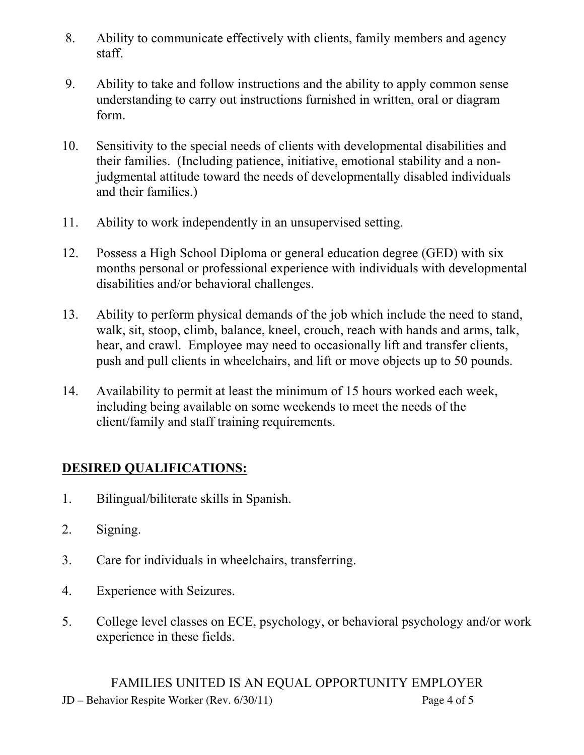8. Ability to communicate effectively with clients, family members and agency staff.

9. Ability to take and follow instructions and the ability to apply common sense understanding to carry out instructions furnished in written, oral or diagram form.

10. Sensitivity to the special needs of clients with developmental disabilities and their families. (Including patience, initiative, emotional stability and a non-judgmental attitude toward the needs of developmentally disabled individuals and their families.)

11. Ability to work independently in an unsupervised setting.

12. Possess a High School Diploma or general education degree (GED) with six months personal or professional experience with individuals with developmental disabilities and/or behavioral challenges.

13. Ability to perform physical demands of the job which include the need to stand, walk, sit, stoop, climb, balance, kneel, crouch, reach with hands and arms, talk, hear, and crawl. Employee may need to occasionally lift and transfer clients, push and pull clients in wheelchairs, and lift or move objects up to 50 pounds.

14. Availability to permit at least the minimum of 15 hours worked each week, including being available on some weekends to meet the needs of the client/family and staff training requirements.

## **DESIRED QUALIFICATIONS:**

1. Bilingual/biliterate skills in Spanish.

2. Signing.

3. Care for individuals in wheelchairs, transferring.

4. Experience with Seizures.

5. College level classes on ECE, psychology, or behavioral psychology and/or work experience in these fields.

FAMILIES UNITED IS AN EQUAL OPPORTUNITY EMPLOYER

JD – Behavior Respite Worker (Rev. 6/30/11)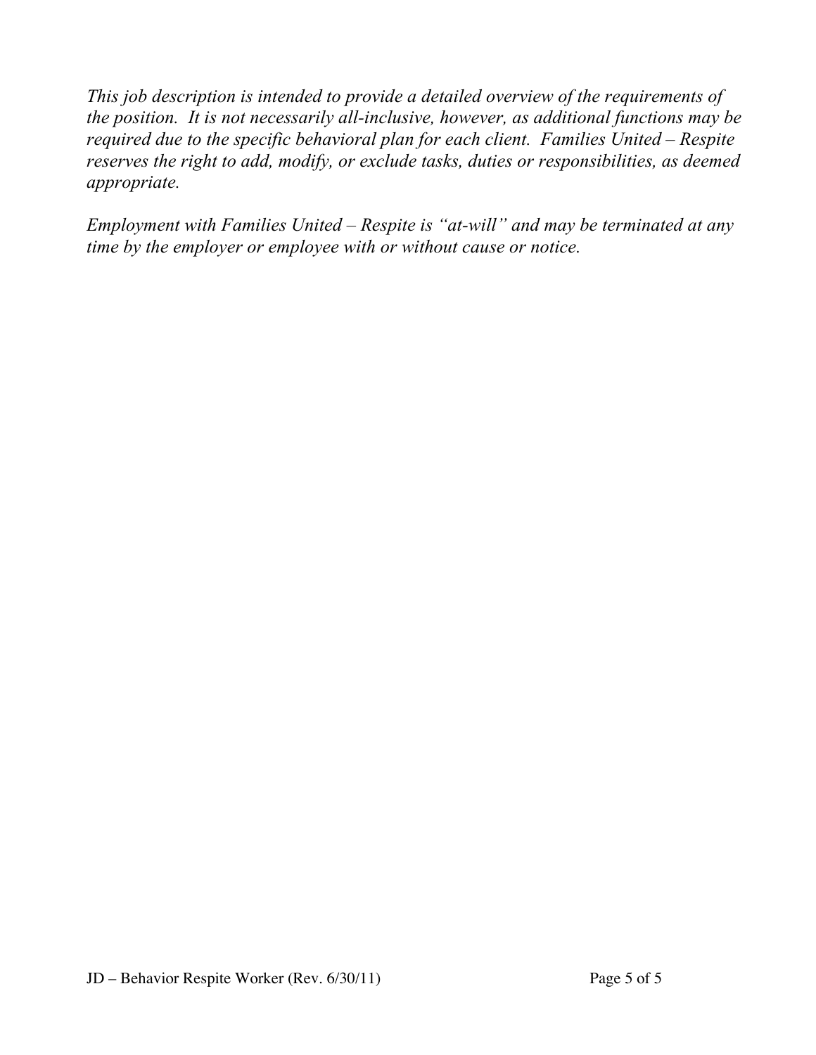*This job description is intended to provide a detailed overview of the requirements of the position. It is not necessarily all-inclusive, however, as additional functions may be required due to the specific behavioral plan for each client. Families United – Respite reserves the right to add, modify, or exclude tasks, duties or responsibilities, as deemed appropriate.*

*Employment with Families United – Respite is "at-will" and may be terminated at any time by the employer or employee with or without cause or notice.*